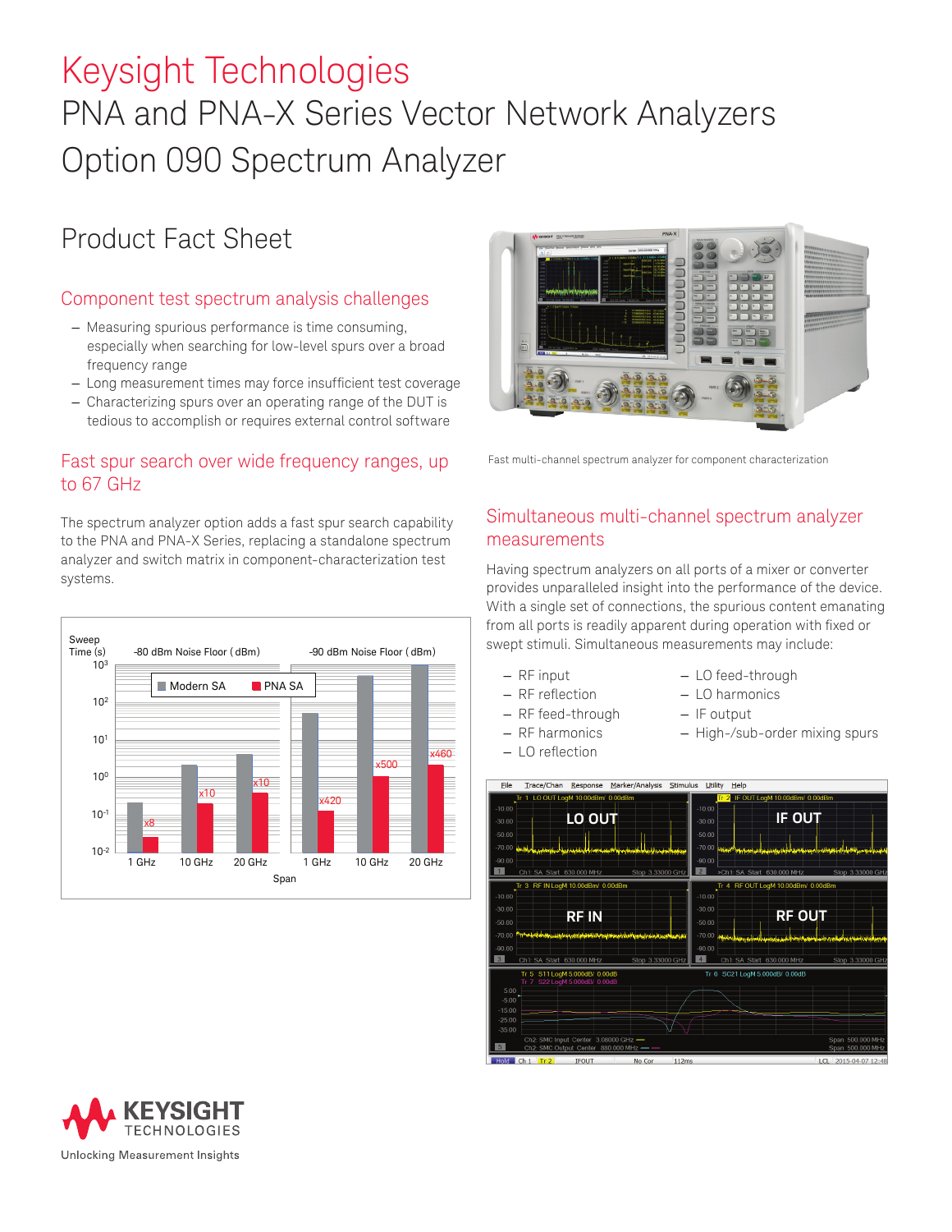# Keysight Technologies

## PNA and PNA-X Series Vector Network Analyzers Option 090 Spectrum Analyzer

## Product Fact Sheet

### Component test spectrum analysis challenges

- Measuring spurious performance is time consuming, especially when searching for low-level spurs over a broad frequency range
- Long measurement times may force insufficient test coverage
- Characterizing spurs over an operating range of the DUT is tedious to accomplish or requires external control software

### Fast spur search over wide frequency ranges, up to 67 GHz

The spectrum analyzer option adds a fast spur search capability to the PNA and PNA-X Series, replacing a standalone spectrum analyzer and switch matrix in component-characterization test systems.

Fast multi-channel spectrum analyzer for component characterization

### Simultaneous multi-channel spectrum analyzer measurements

Having spectrum analyzers on all ports of a mixer or converter provides unparalleled insight into the performance of the device. With a single set of connections, the spurious content emanating from all ports is readily apparent during operation with fixed or swept stimuli. Simultaneous measurements may include:

- RF input
- RF reflection
- RF feed-through
- RF harmonics
- LO reflection
- LO feed-through
- LO harmonics
- IF output
- High-/sub-order mixing spurs

Unlocking Measurement Insights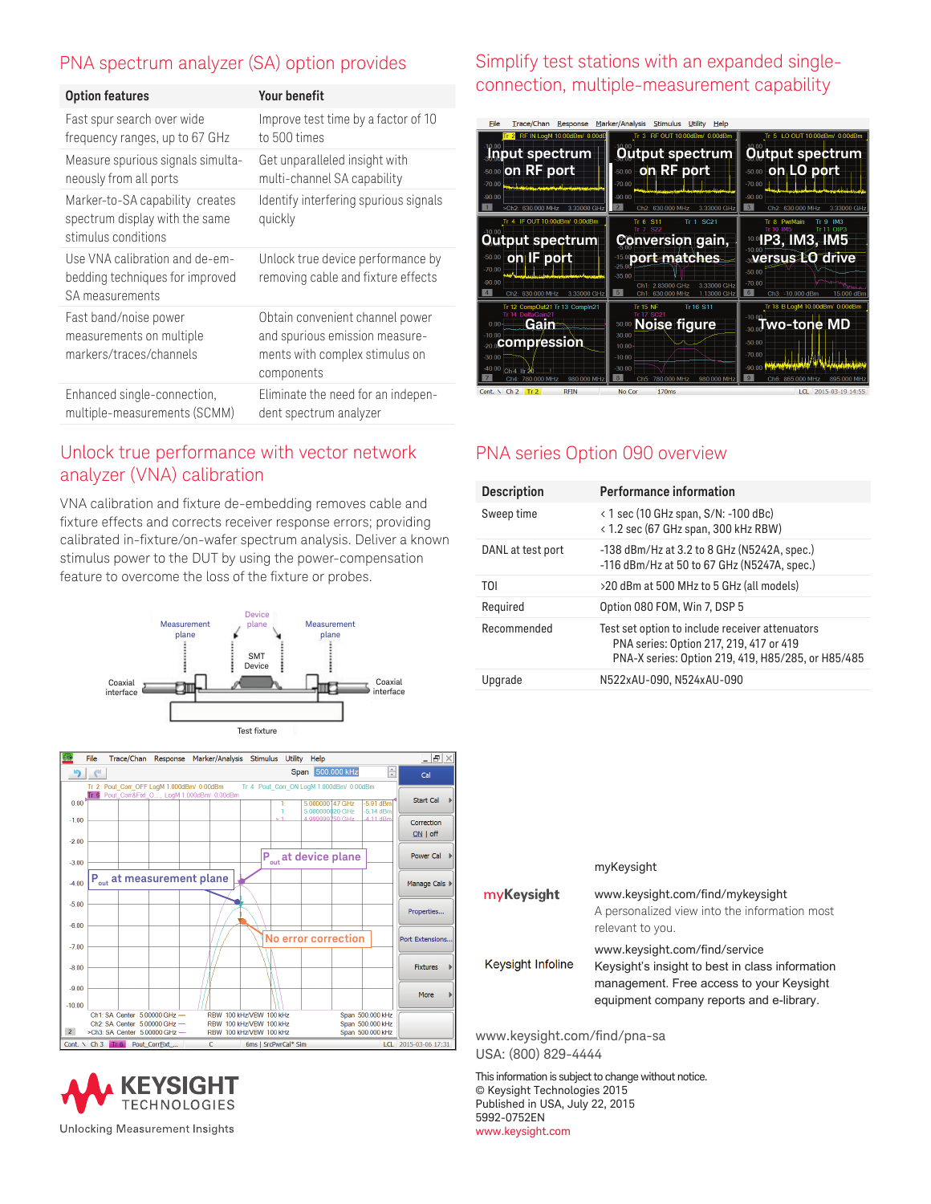## PNA spectrum analyzer (SA) option provides

| Option features | Your benefit |
|---|---|
| Fast spur search over wide frequency ranges, up to 67 GHz | Improve test time by a factor of 10 to 500 times |
| Measure spurious signals simultaneously from all ports | Get unparalleled insight with multi-channel SA capability |
| Marker-to-SA capability creates spectrum display with the same stimulus conditions | Identify interfering spurious signals quickly |
| Use VNA calibration and de-embedding techniques for improved SA measurements | Unlock true device performance by removing cable and fixture effects |
| Fast band/noise power measurements on multiple markers/traces/channels | Obtain convenient channel power and spurious emission measurements with complex stimulus on components |
| Enhanced single-connection, multiple-measurements (SCMM) | Eliminate the need for an independent spectrum analyzer |

## Unlock true performance with vector network analyzer (VNA) calibration

VNA calibration and fixture de-embedding removes cable and fixture effects and corrects receiver response errors; providing calibrated in-fixture/on-wafer spectrum analysis. Deliver a known stimulus power to the DUT by using the power-compensation feature to overcome the loss of the fixture or probes.

Measurement plane
Device plane
Measurement plane
SMT Device
Coaxial interface
Coaxial interface
Test fixture

$P_{out}$ at device plane
$P_{out}$ at measurement plane
No error correction

## Simplify test stations with an expanded single-connection, multiple-measurement capability

Input spectrum on RF port
Output spectrum on RF port
Output spectrum on LO port
Output spectrum on IF port
Conversion gain, port matches
IP3, IM3, IM5 versus LO drive
Gain compression
Noise figure
Two-tone MD

## PNA series Option 090 overview

| Description | Performance information |
|---|---|
| Sweep time | < 1 sec (10 GHz span, S/N: -100 dBc)<br>< 1.2 sec (67 GHz span, 300 kHz RBW) |
| DANL at test port | -138 dBm/Hz at 3.2 to 8 GHz (N5242A, spec.)<br>-116 dBm/Hz at 50 to 67 GHz (N5247A, spec.) |
| TOI | >20 dBm at 500 MHz to 5 GHz (all models) |
| Required | Option 080 FOM, Win 7, DSP 5 |
| Recommended | Test set option to include receiver attenuators<br>PNA series: Option 217, 219, 417 or 419<br>PNA-X series: Option 219, 419, H85/285, or H85/485 |
| Upgrade | N522xAU-090, N524xAU-090 |

**myKeysight**

myKeysight
www.keysight.com/find/mykeysight
A personalized view into the information most relevant to you.

**Keysight Infoline**

www.keysight.com/find/service
Keysight's insight to best in class information management. Free access to your Keysight equipment company reports and e-library.

www.keysight.com/find/pna-sa
USA: (800) 829-4444

This information is subject to change without notice.
© Keysight Technologies 2015
Published in USA, July 22, 2015
5992-0752EN
www.keysight.com

KEYSIGHT TECHNOLOGIES
Unlocking Measurement Insights